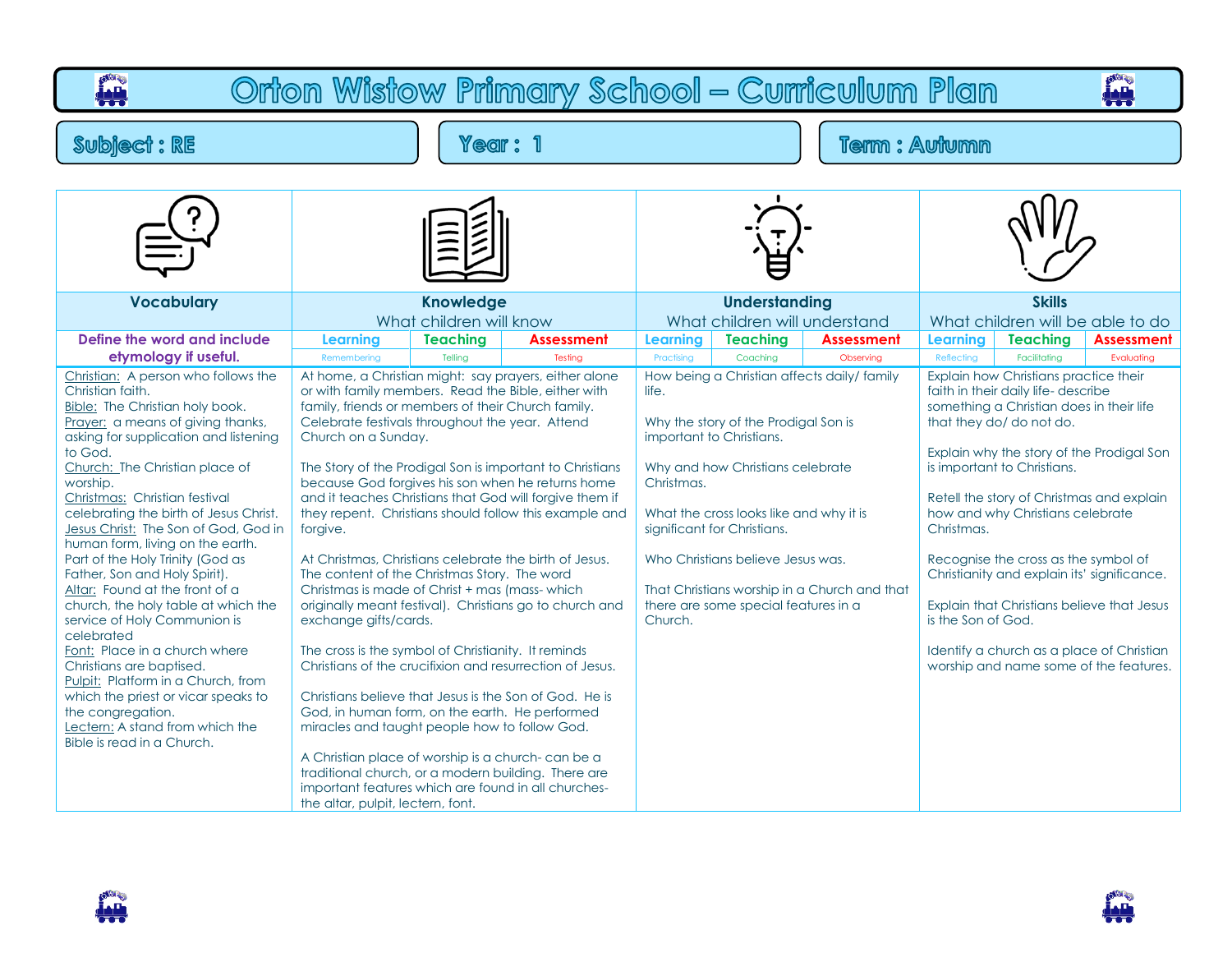# Orton Wistow Primary School – Curriculum Plan

**Subject : RE** | **Year : 1** | **Term : Autumn**

| Vocabulary | Knowledge<br>What children will know | Understanding<br>What children will understand | Skills<br>What children will be able to do |
|---|---|---|---|
| **Define the word and include etymology if useful.** | **Learning** (Remembering) / **Teaching** (Telling) / **Assessment** (Testing) | **Learning** (Practising) / **Teaching** (Coaching) / **Assessment** (Observing) | **Learning** (Reflecting) / **Teaching** (Facilitating) / **Assessment** (Evaluating) |
| Christian: A person who follows the Christian faith.<br>Bible: The Christian holy book.<br>Prayer: a means of giving thanks, asking for supplication and listening to God.<br>Church: The Christian place of worship.<br>Christmas: Christian festival celebrating the birth of Jesus Christ.<br>Jesus Christ: The Son of God, God in human form, living on the earth. Part of the Holy Trinity (God as Father, Son and Holy Spirit).<br>Altar: Found at the front of a church, the holy table at which the service of Holy Communion is celebrated<br>Font: Place in a church where Christians are baptised.<br>Pulpit: Platform in a Church, from which the priest or vicar speaks to the congregation.<br>Lectern: A stand from which the Bible is read in a Church. | At home, a Christian might: say prayers, either alone or with family members. Read the Bible, either with family, friends or members of their Church family. Celebrate festivals throughout the year. Attend Church on a Sunday.<br><br>The Story of the Prodigal Son is important to Christians because God forgives his son when he returns home and it teaches Christians that God will forgive them if they repent. Christians should follow this example and forgive.<br><br>At Christmas, Christians celebrate the birth of Jesus. The content of the Christmas Story. The word Christmas is made of Christ + mas (mass- which originally meant festival). Christians go to church and exchange gifts/cards.<br><br>The cross is the symbol of Christianity. It reminds Christians of the crucifixion and resurrection of Jesus.<br><br>Christians believe that Jesus is the Son of God. He is God, in human form, on the earth. He performed miracles and taught people how to follow God.<br><br>A Christian place of worship is a church- can be a traditional church, or a modern building. There are important features which are found in all churches- the altar, pulpit, lectern, font. | How being a Christian affects daily/ family life.<br><br>Why the story of the Prodigal Son is important to Christians.<br><br>Why and how Christians celebrate Christmas.<br><br>What the cross looks like and why it is significant for Christians.<br><br>Who Christians believe Jesus was.<br><br>That Christians worship in a Church and that there are some special features in a Church. | Explain how Christians practise their faith in their daily life- describe something a Christian does in their life that they do/ do not do.<br><br>Explain why the story of the Prodigal Son is important to Christians.<br><br>Retell the story of Christmas and explain how and why Christians celebrate Christmas.<br><br>Recognise the cross as the symbol of Christianity and explain its' significance.<br><br>Explain that Christians believe that Jesus is the Son of God.<br><br>Identify a church as a place of Christian worship and name some of the features. |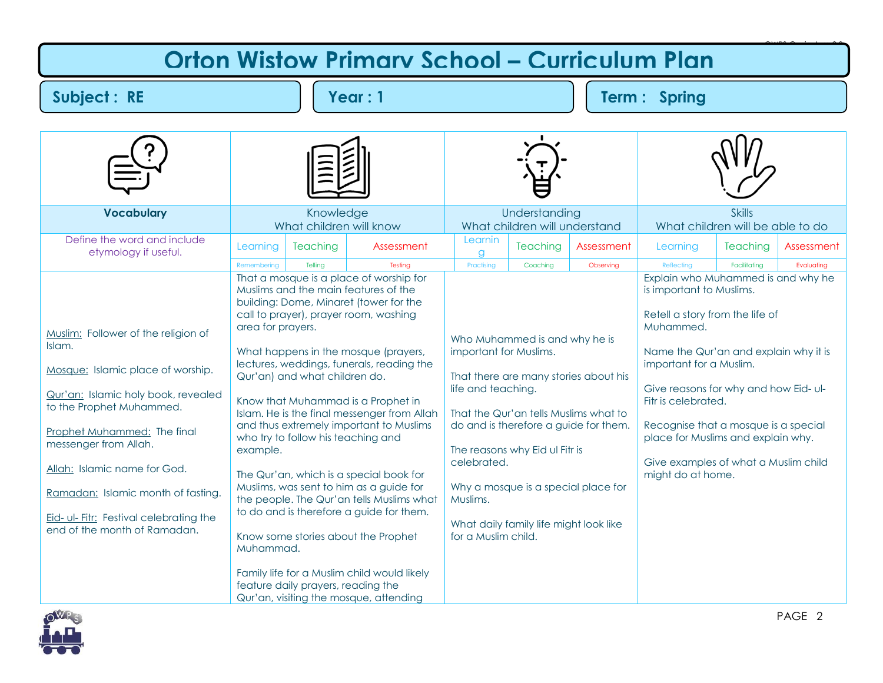# Orton Wistow Primary School – Curriculum Plan

**Subject : RE** | **Year : 1** | **Term : Spring**

| Vocabulary | Knowledge<br>What children will know | Understanding<br>What children will understand | Skills<br>What children will be able to do |
|---|---|---|---|
| Define the word and include etymology if useful. | Learning (Remembering) / Teaching (Telling) / Assessment (Testing) | Learning (Practising) / Teaching (Coaching) / Assessment (Observing) | Learning (Reflecting) / Teaching (Facilitating) / Assessment (Evaluating) |
| Muslim: Follower of the religion of Islam.<br><br>Mosque: Islamic place of worship.<br><br>Qur'an: Islamic holy book, revealed to the Prophet Muhammed.<br><br>Prophet Muhammed: The final messenger from Allah.<br><br>Allah: Islamic name for God.<br><br>Ramadan: Islamic month of fasting.<br><br>Eid- ul- Fitr: Festival celebrating the end of the month of Ramadan. | That a mosque is a place of worship for Muslims and the main features of the building: Dome, Minaret (tower for the call to prayer), prayer room, washing area for prayers.<br><br>What happens in the mosque (prayers, lectures, weddings, funerals, reading the Qur'an) and what children do.<br><br>Know that Muhammad is a Prophet in Islam. He is the final messenger from Allah and thus extremely important to Muslims who try to follow his teaching and example.<br><br>The Qur'an, which is a special book for Muslims, was sent to him as a guide for the people. The Qur'an tells Muslims what to do and is therefore a guide for them.<br><br>Know some stories about the Prophet Muhammad.<br><br>Family life for a Muslim child would likely feature daily prayers, reading the Qur'an, visiting the mosque, attending | Who Muhammed is and why he is important for Muslims.<br><br>That there are many stories about his life and teaching.<br><br>That the Qur'an tells Muslims what to do and is therefore a guide for them.<br><br>The reasons why Eid ul Fitr is celebrated.<br><br>Why a mosque is a special place for Muslims.<br><br>What daily family life might look like for a Muslim child. | Explain who Muhammed is and why he is important to Muslims.<br><br>Retell a story from the life of Muhammed.<br><br>Name the Qur'an and explain why it is important for a Muslim.<br><br>Give reasons for why and how Eid- ul-Fitr is celebrated.<br><br>Recognise that a mosque is a special place for Muslims and explain why.<br><br>Give examples of what a Muslim child might do at home. |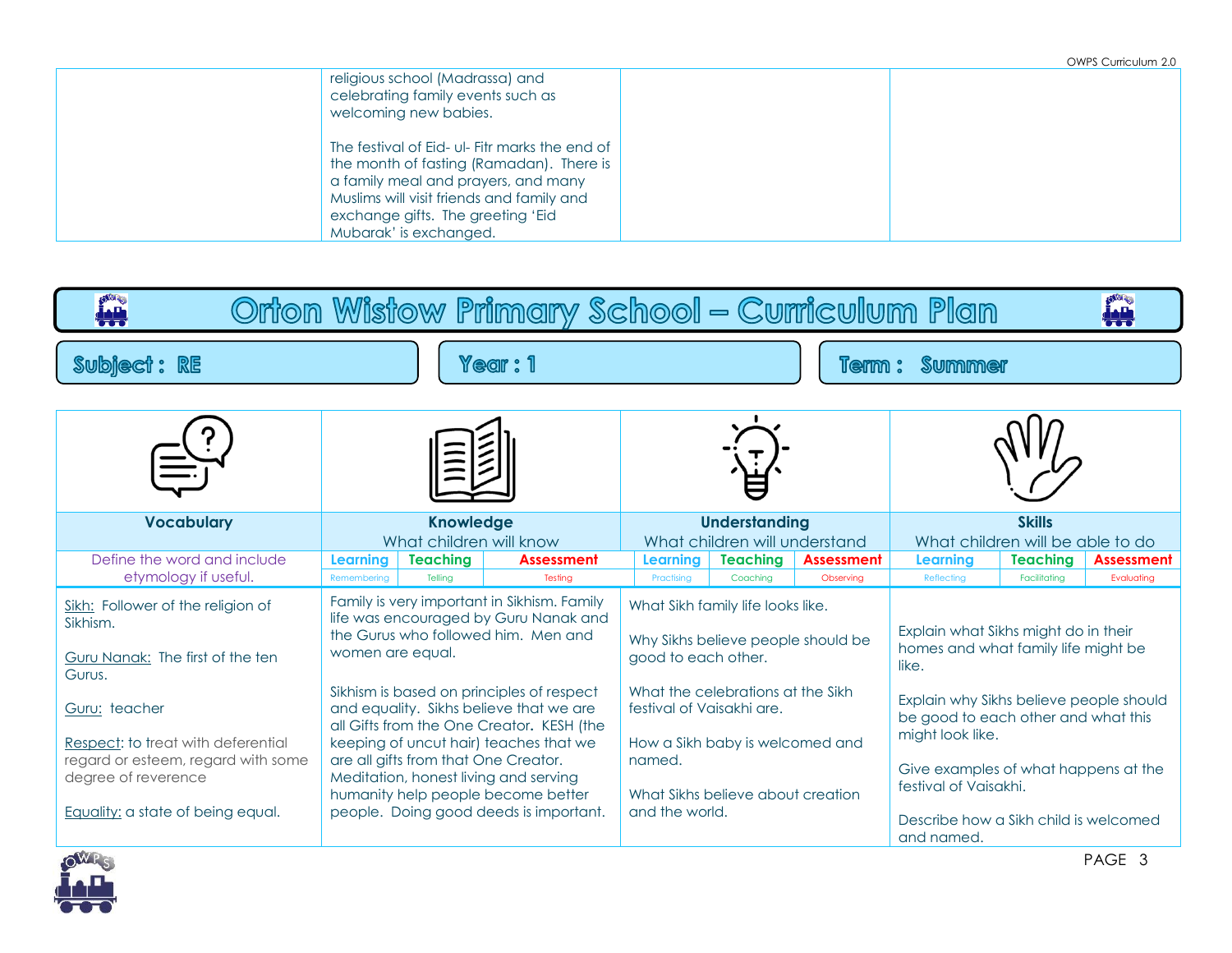| | religious school (Madrassa) and celebrating family events such as welcoming new babies.<br><br>The festival of Eid- ul- Fitr marks the end of the month of fasting (Ramadan). There is a family meal and prayers, and many Muslims will visit friends and family and exchange gifts. The greeting 'Eid Mubarak' is exchanged. | | |
|---|---|---|---|

# Orton Wistow Primary School – Curriculum Plan

**Subject : RE** | **Year : 1** | **Term : Summer**

| Vocabulary | Knowledge<br>What children will know | Understanding<br>What children will understand | Skills<br>What children will be able to do |
|---|---|---|---|
| Define the word and include etymology if useful. | **Learning** (Remembering) / **Teaching** (Telling) / **Assessment** (Testing) | **Learning** (Practising) / **Teaching** (Coaching) / **Assessment** (Observing) | **Learning** (Reflecting) / **Teaching** (Facilitating) / **Assessment** (Evaluating) |
| Sikh: Follower of the religion of Sikhism.<br><br>Guru Nanak: The first of the ten Gurus.<br><br>Guru: teacher<br><br>Respect: to treat with deferential regard or esteem, regard with some degree of reverence<br><br>Equality: a state of being equal. | Family is very important in Sikhism. Family life was encouraged by Guru Nanak and the Gurus who followed him. Men and women are equal.<br><br>Sikhism is based on principles of respect and equality. Sikhs believe that we are all Gifts from the One Creator. KESH (the keeping of uncut hair) teaches that we are all gifts from that One Creator. Meditation, honest living and serving humanity help people become better people. Doing good deeds is important. | What Sikh family life looks like.<br><br>Why Sikhs believe people should be good to each other.<br><br>What the celebrations at the Sikh festival of Vaisakhi are.<br><br>How a Sikh baby is welcomed and named.<br><br>What Sikhs believe about creation and the world. | Explain what Sikhs might do in their homes and what family life might be like.<br><br>Explain why Sikhs believe people should be good to each other and what this might look like.<br><br>Give examples of what happens at the festival of Vaisakhi.<br><br>Describe how a Sikh child is welcomed and named. |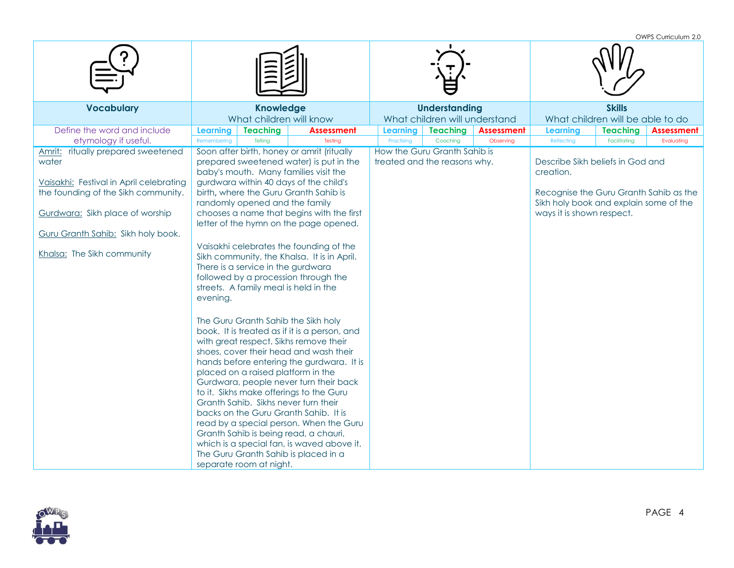| Vocabulary | Knowledge | | | Understanding | | | Skills | | |
|---|---|---|---|---|---|---|---|---|---|
| | What children will know | | | What children will understand | | | What children will be able to do | | |
| Define the word and include etymology if useful. | Learning | Teaching | Assessment | Learning | Teaching | Assessment | Learning | Teaching | Assessment |
| | Remembering | Telling | Testing | Practising | Coaching | Observing | Reflecting | Facilitating | Evaluating |
| Amrit: ritually prepared sweetened water<br><br>Vaisakhi: Festival in April celebrating the founding of the Sikh community.<br><br>Gurdwara: Sikh place of worship<br><br>Guru Granth Sahib: Sikh holy book.<br><br>Khalsa: The Sikh community | Soon after birth, honey or amrit (ritually prepared sweetened water) is put in the baby's mouth. Many families visit the gurdwara within 40 days of the child's birth, where the Guru Granth Sahib is randomly opened and the family chooses a name that begins with the first letter of the hymn on the page opened.<br><br>Vaisakhi celebrates the founding of the Sikh community, the Khalsa. It is in April. There is a service in the gurdwara followed by a procession through the streets. A family meal is held in the evening.<br><br>The Guru Granth Sahib the Sikh holy book. It is treated as if it is a person, and with great respect. Sikhs remove their shoes, cover their head and wash their hands before entering the gurdwara. It is placed on a raised platform in the Gurdwara, people never turn their back to it. Sikhs make offerings to the Guru Granth Sahib. Sikhs never turn their backs on the Guru Granth Sahib. It is read by a special person. When the Guru Granth Sahib is being read, a chauri, which is a special fan, is waved above it. The Guru Granth Sahib is placed in a separate room at night. | | | How the Guru Granth Sahib is treated and the reasons why. | | | Describe Sikh beliefs in God and creation.<br><br>Recognise the Guru Granth Sahib as the Sikh holy book and explain some of the ways it is shown respect. | | |